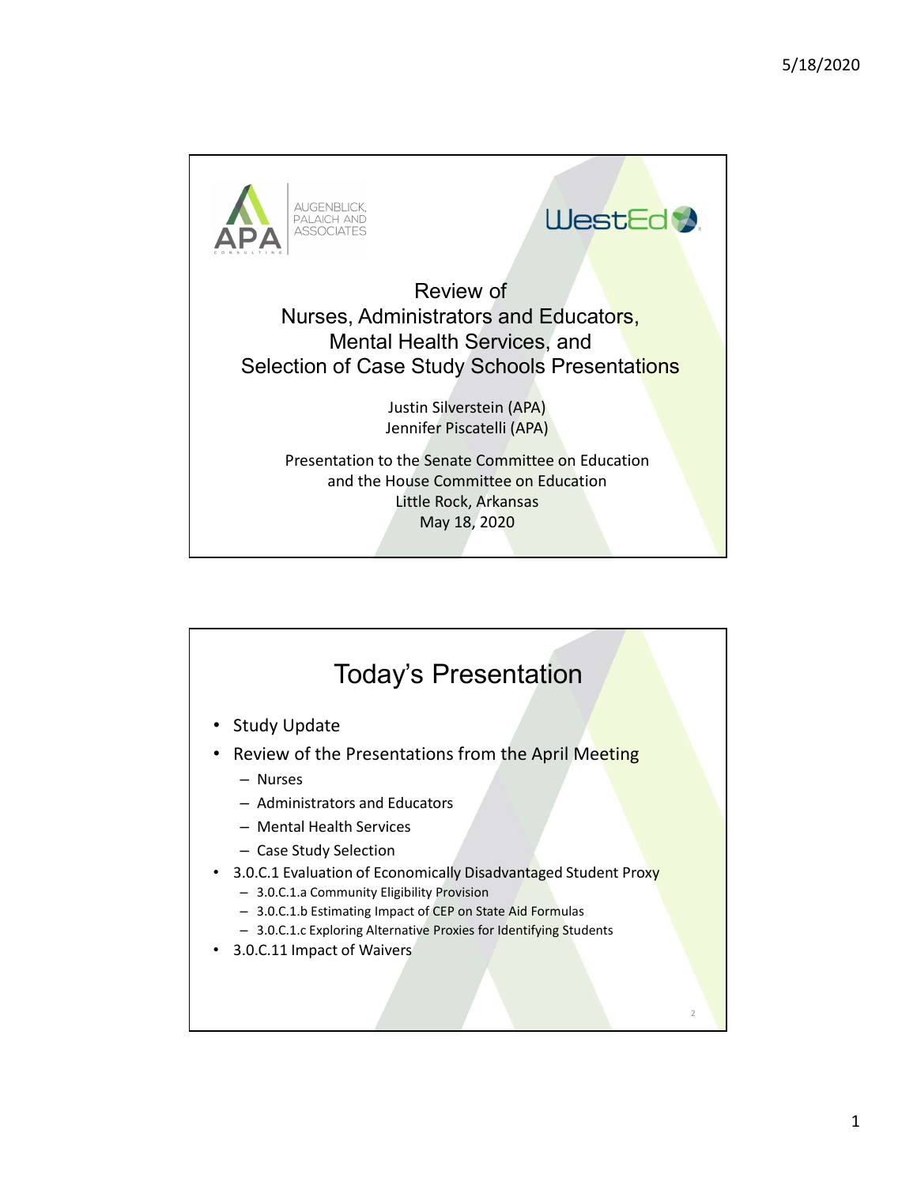AUGENBLICK, PALAICH AND ASSOCIATES

WestEd

# Review of Nurses, Administrators and Educators, Mental Health Services, and Selection of Case Study Schools Presentations

Justin Silverstein (APA)
Jennifer Piscatelli (APA)

Presentation to the Senate Committee on Education
and the House Committee on Education
Little Rock, Arkansas
May 18, 2020

## Today's Presentation

- Study Update
- Review of the Presentations from the April Meeting
  - Nurses
  - Administrators and Educators
  - Mental Health Services
  - Case Study Selection
- 3.0.C.1 Evaluation of Economically Disadvantaged Student Proxy
  - 3.0.C.1.a Community Eligibility Provision
  - 3.0.C.1.b Estimating Impact of CEP on State Aid Formulas
  - 3.0.C.1.c Exploring Alternative Proxies for Identifying Students
- 3.0.C.11 Impact of Waivers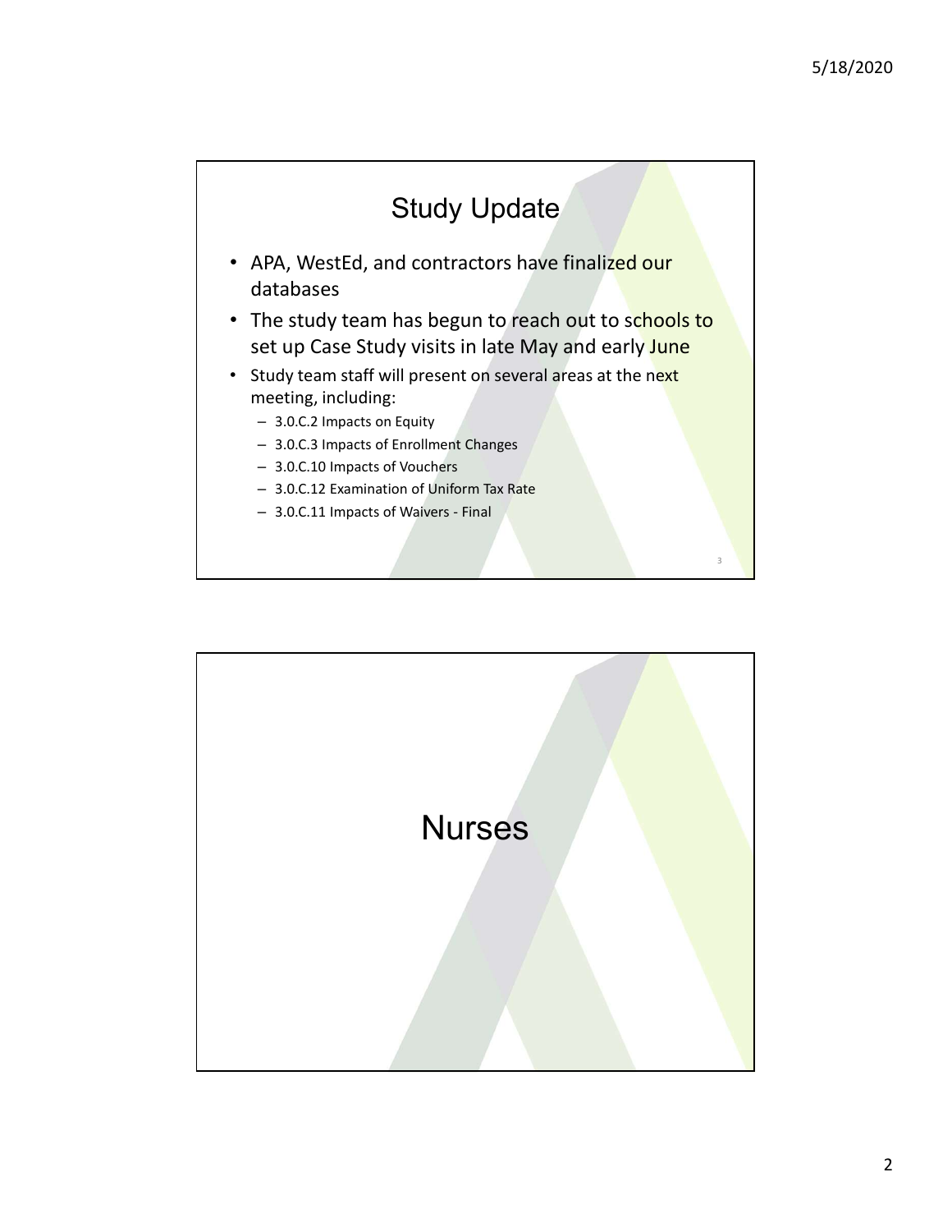## Study Update

- APA, WestEd, and contractors have finalized our databases
- The study team has begun to reach out to schools to set up Case Study visits in late May and early June
- Study team staff will present on several areas at the next meeting, including:
  - 3.0.C.2 Impacts on Equity
  - 3.0.C.3 Impacts of Enrollment Changes
  - 3.0.C.10 Impacts of Vouchers
  - 3.0.C.12 Examination of Uniform Tax Rate
  - 3.0.C.11 Impacts of Waivers - Final

## Nurses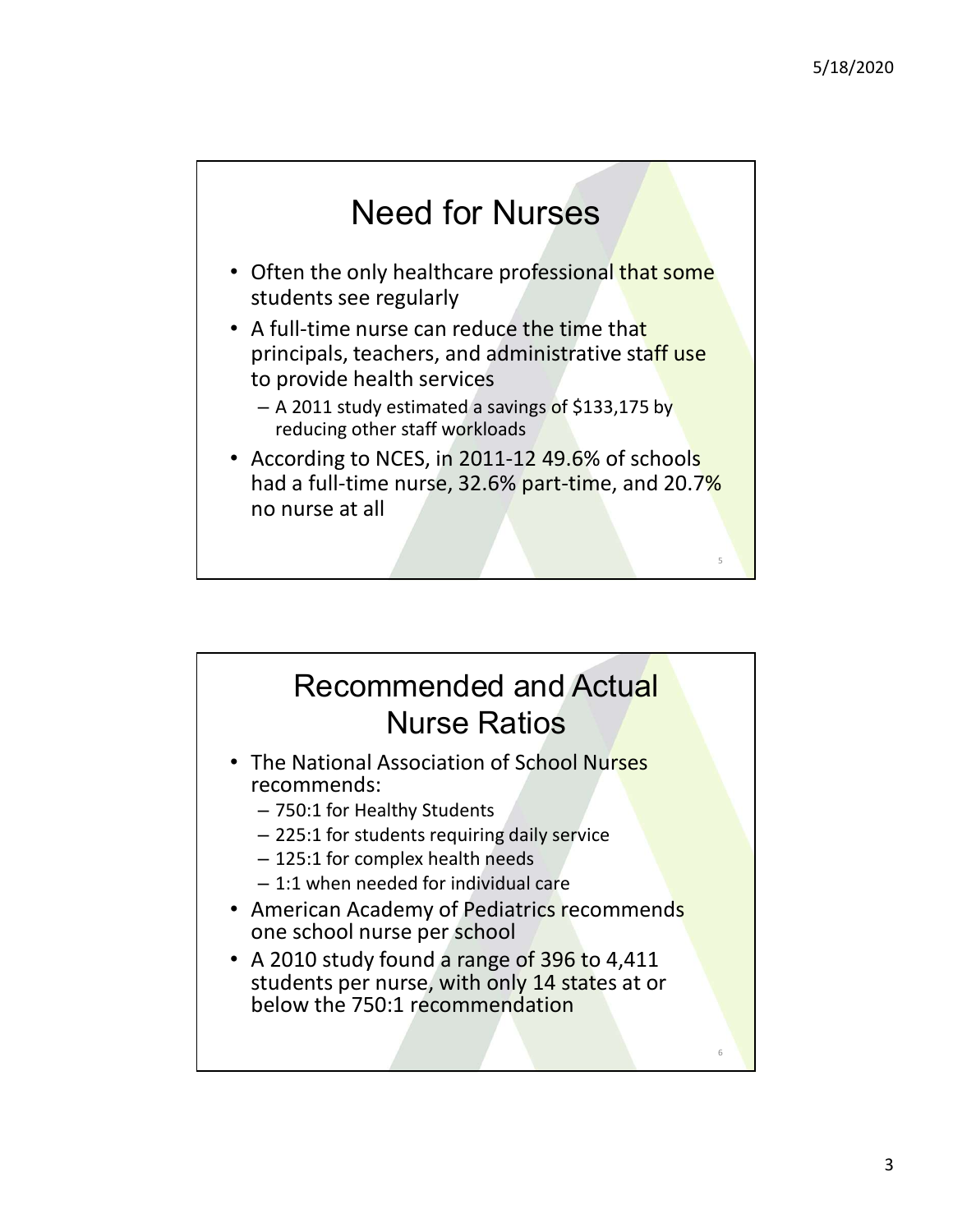## Need for Nurses

- Often the only healthcare professional that some students see regularly
- A full-time nurse can reduce the time that principals, teachers, and administrative staff use to provide health services
  - A 2011 study estimated a savings of $133,175 by reducing other staff workloads
- According to NCES, in 2011-12 49.6% of schools had a full-time nurse, 32.6% part-time, and 20.7% no nurse at all

## Recommended and Actual Nurse Ratios

- The National Association of School Nurses recommends:
  - 750:1 for Healthy Students
  - 225:1 for students requiring daily service
  - 125:1 for complex health needs
  - 1:1 when needed for individual care
- American Academy of Pediatrics recommends one school nurse per school
- A 2010 study found a range of 396 to 4,411 students per nurse, with only 14 states at or below the 750:1 recommendation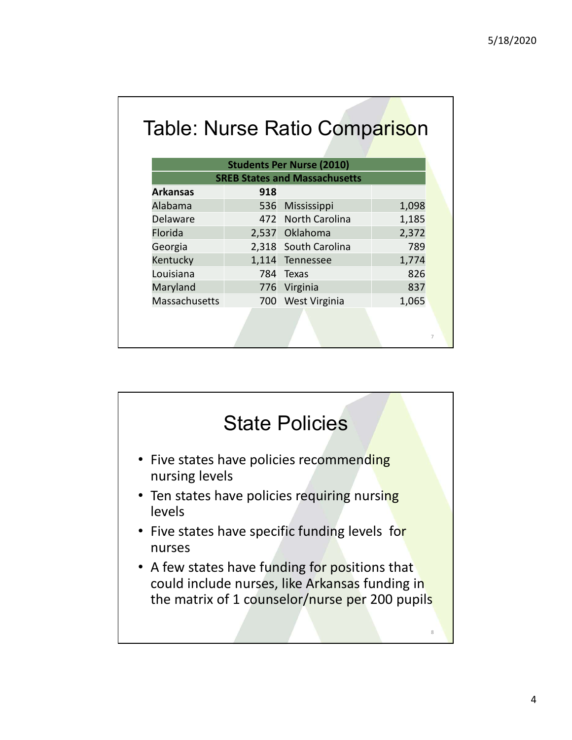# Table: Nurse Ratio Comparison

| Students Per Nurse (2010) | | | |
|---|---|---|---|
| SREB States and Massachusetts | | | |
| **Arkansas** | **918** | | |
| Alabama | 536 | Mississippi | 1,098 |
| Delaware | 472 | North Carolina | 1,185 |
| Florida | 2,537 | Oklahoma | 2,372 |
| Georgia | 2,318 | South Carolina | 789 |
| Kentucky | 1,114 | Tennessee | 1,774 |
| Louisiana | 784 | Texas | 826 |
| Maryland | 776 | Virginia | 837 |
| Massachusetts | 700 | West Virginia | 1,065 |

# State Policies

- Five states have policies recommending nursing levels
- Ten states have policies requiring nursing levels
- Five states have specific funding levels for nurses
- A few states have funding for positions that could include nurses, like Arkansas funding in the matrix of 1 counselor/nurse per 200 pupils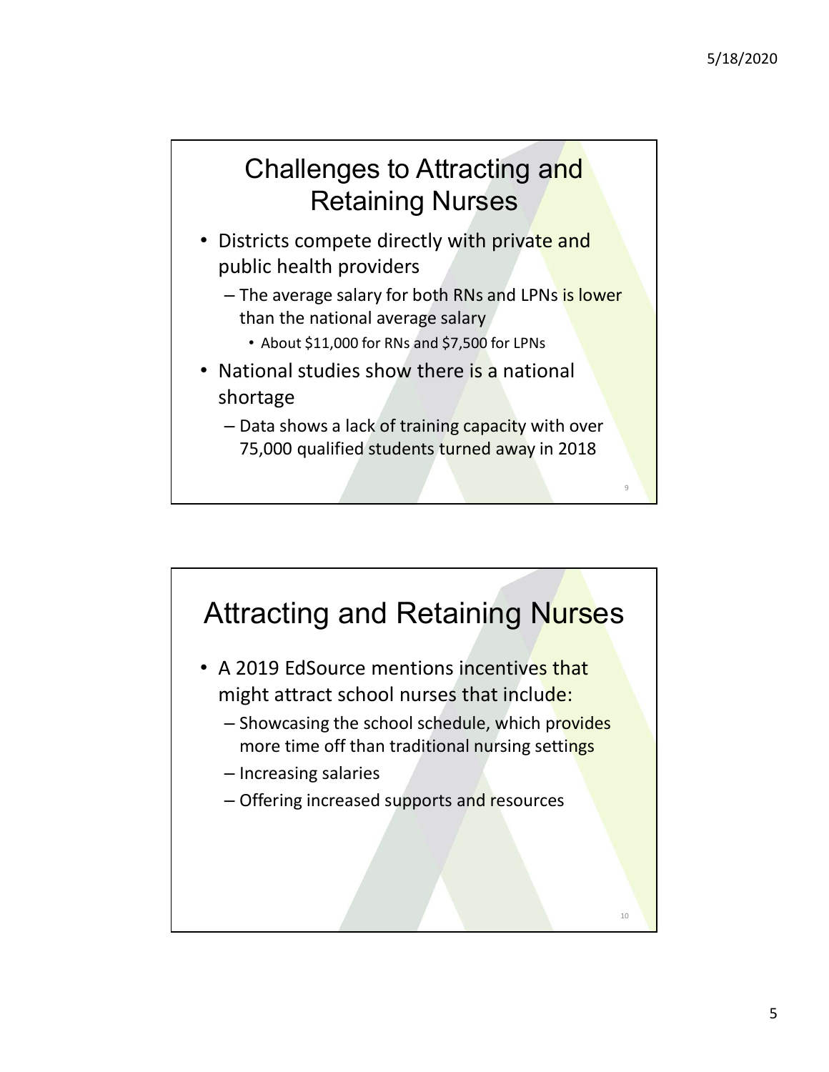## Challenges to Attracting and Retaining Nurses

- Districts compete directly with private and public health providers
  - The average salary for both RNs and LPNs is lower than the national average salary
    - About $11,000 for RNs and $7,500 for LPNs
- National studies show there is a national shortage
  - Data shows a lack of training capacity with over 75,000 qualified students turned away in 2018

## Attracting and Retaining Nurses

- A 2019 EdSource mentions incentives that might attract school nurses that include:
  - Showcasing the school schedule, which provides more time off than traditional nursing settings
  - Increasing salaries
  - Offering increased supports and resources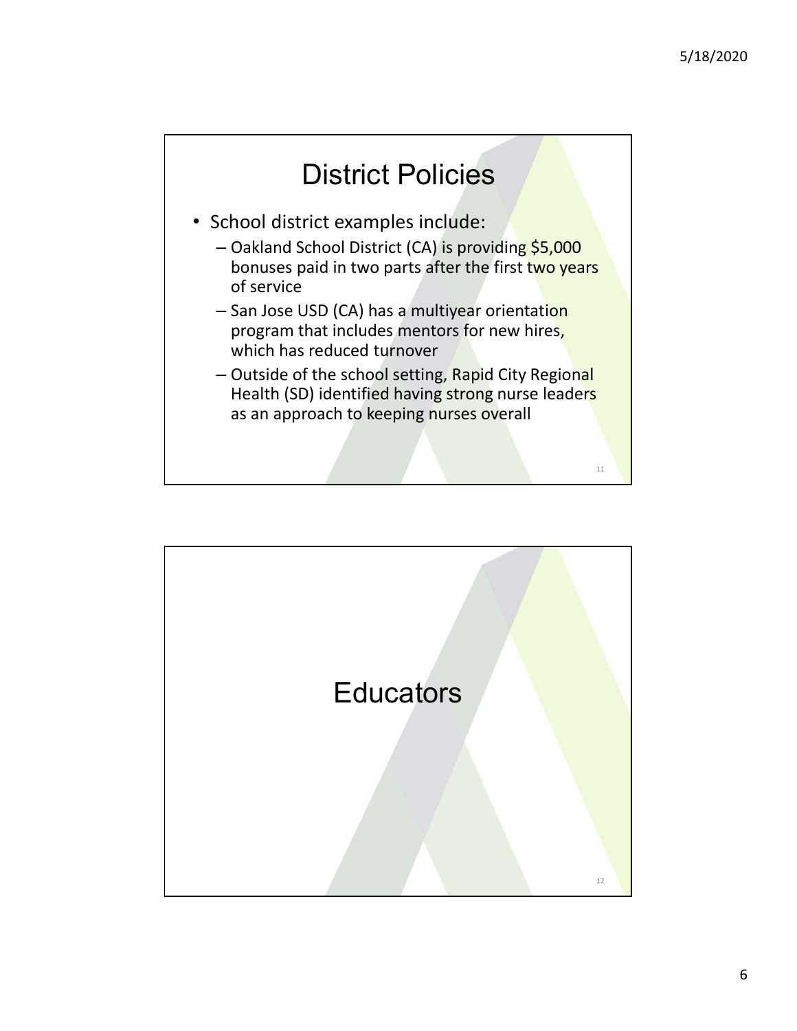# District Policies

- School district examples include:
  - Oakland School District (CA) is providing $5,000 bonuses paid in two parts after the first two years of service
  - San Jose USD (CA) has a multiyear orientation program that includes mentors for new hires, which has reduced turnover
  - Outside of the school setting, Rapid City Regional Health (SD) identified having strong nurse leaders as an approach to keeping nurses overall

# Educators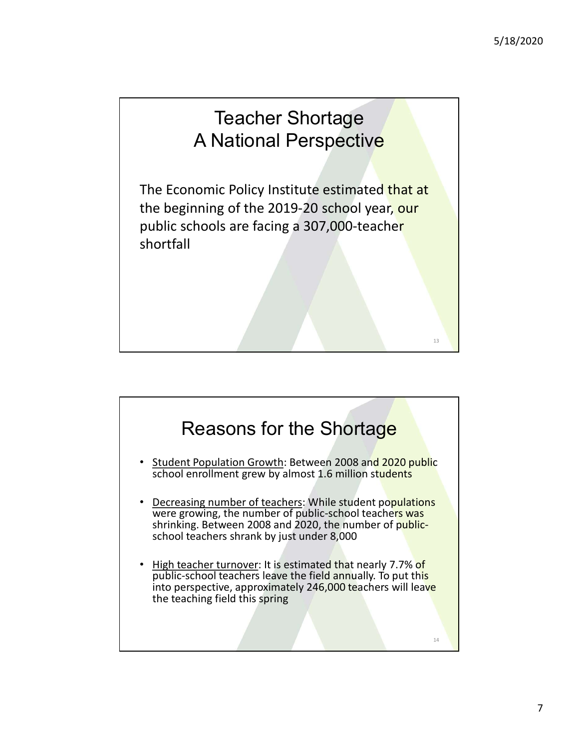## Teacher Shortage
## A National Perspective

The Economic Policy Institute estimated that at the beginning of the 2019-20 school year, our public schools are facing a 307,000-teacher shortfall

## Reasons for the Shortage

- Student Population Growth: Between 2008 and 2020 public school enrollment grew by almost 1.6 million students
- Decreasing number of teachers: While student populations were growing, the number of public-school teachers was shrinking. Between 2008 and 2020, the number of public-school teachers shrank by just under 8,000
- High teacher turnover: It is estimated that nearly 7.7% of public-school teachers leave the field annually. To put this into perspective, approximately 246,000 teachers will leave the teaching field this spring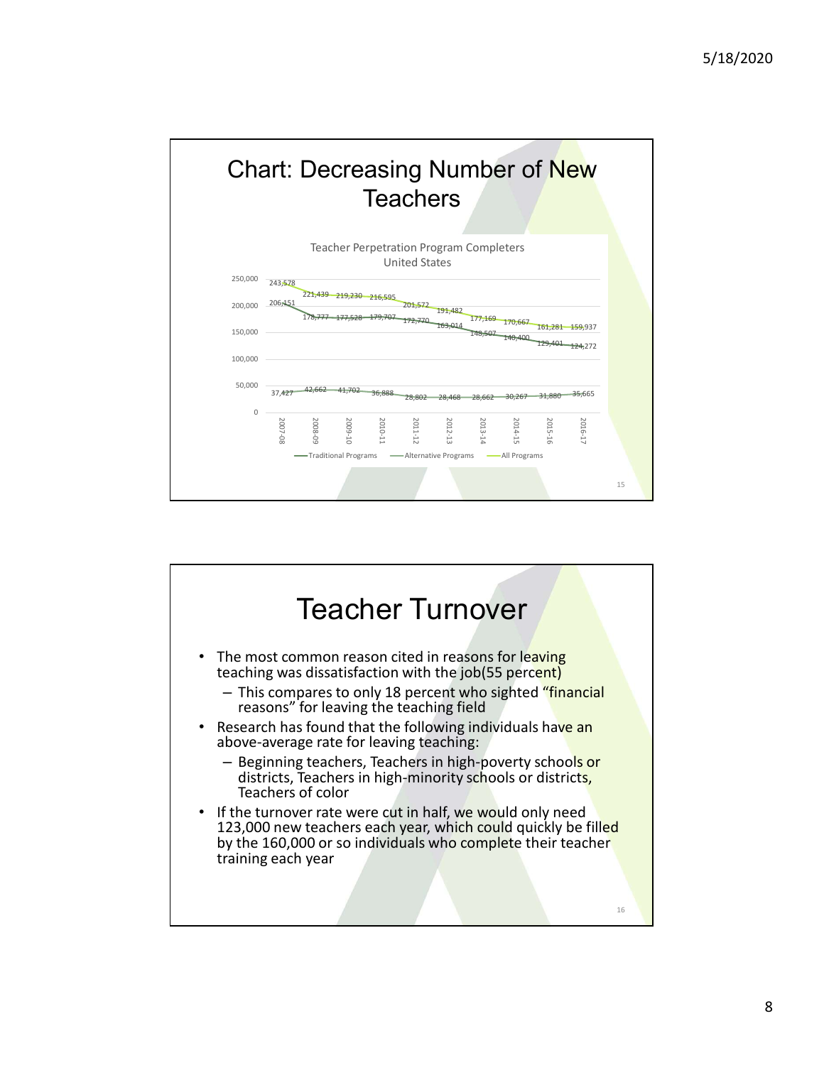## Chart: Decreasing Number of New Teachers

Teacher Perpetration Program Completers
United States

| Year | Traditional Programs | Alternative Programs | All Programs |
|---|---|---|---|
| 2007-08 | 206,151 | 37,427 | 243,578 |
| 2008-09 | 178,777 | 42,662 | 221,439 |
| 2009-10 | 177,528 | 41,702 | 219,230 |
| 2010-11 | 179,707 | 36,888 | 216,595 |
| 2011-12 | 172,770 | 28,802 | 201,572 |
| 2012-13 | 163,014 | 28,468 | 191,482 |
| 2013-14 | 148,507 | 28,662 | 177,169 |
| 2014-15 | 140,400 | 30,267 | 170,667 |
| 2015-16 | 129,401 | 31,880 | 161,281 |
| 2016-17 | 124,272 | 35,665 | 159,937 |

## Teacher Turnover

- The most common reason cited in reasons for leaving teaching was dissatisfaction with the job(55 percent)
  - This compares to only 18 percent who sighted "financial reasons" for leaving the teaching field
- Research has found that the following individuals have an above-average rate for leaving teaching:
  - Beginning teachers, Teachers in high-poverty schools or districts, Teachers in high-minority schools or districts, Teachers of color
- If the turnover rate were cut in half, we would only need 123,000 new teachers each year, which could quickly be filled by the 160,000 or so individuals who complete their teacher training each year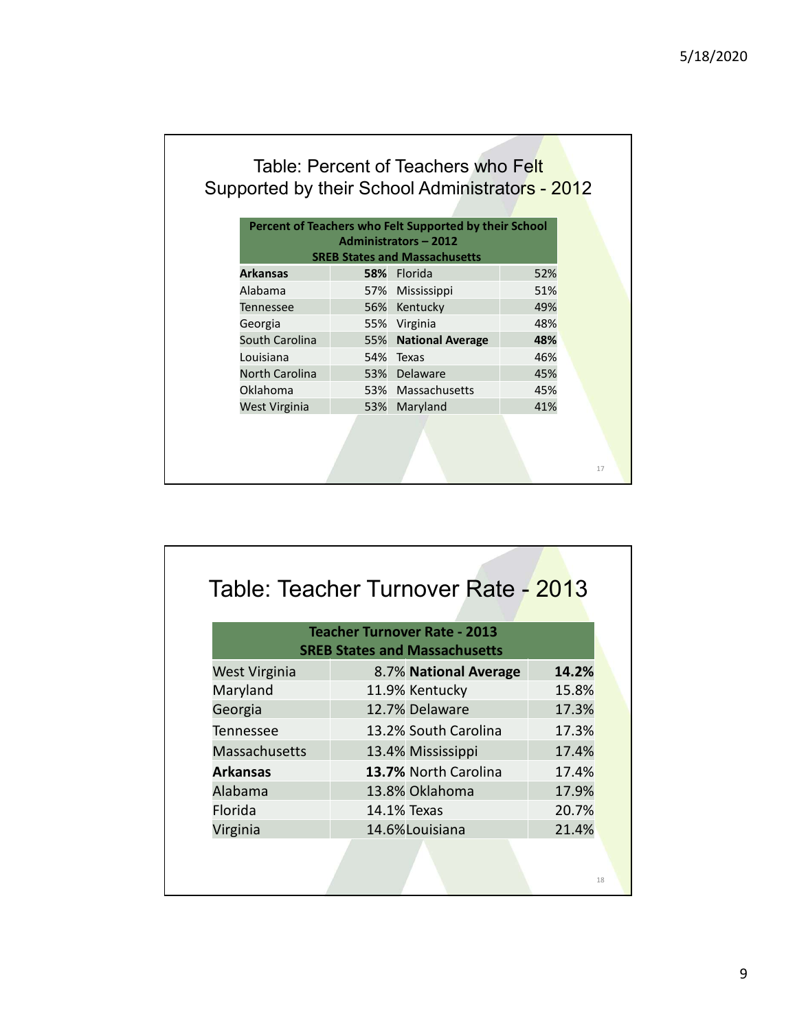## Table: Percent of Teachers who Felt Supported by their School Administrators - 2012

| Percent of Teachers who Felt Supported by their School Administrators – 2012 SREB States and Massachusetts | | | |
|---|---|---|---|
| **Arkansas** | **58%** | Florida | 52% |
| Alabama | 57% | Mississippi | 51% |
| Tennessee | 56% | Kentucky | 49% |
| Georgia | 55% | Virginia | 48% |
| South Carolina | 55% | **National Average** | **48%** |
| Louisiana | 54% | Texas | 46% |
| North Carolina | 53% | Delaware | 45% |
| Oklahoma | 53% | Massachusetts | 45% |
| West Virginia | 53% | Maryland | 41% |

## Table: Teacher Turnover Rate - 2013

| Teacher Turnover Rate - 2013 SREB States and Massachusetts | | | |
|---|---|---|---|
| West Virginia | 8.7% | **National Average** | **14.2%** |
| Maryland | 11.9% | Kentucky | 15.8% |
| Georgia | 12.7% | Delaware | 17.3% |
| Tennessee | 13.2% | South Carolina | 17.3% |
| Massachusetts | 13.4% | Mississippi | 17.4% |
| **Arkansas** | **13.7%** | North Carolina | 17.4% |
| Alabama | 13.8% | Oklahoma | 17.9% |
| Florida | 14.1% | Texas | 20.7% |
| Virginia | 14.6% | Louisiana | 21.4% |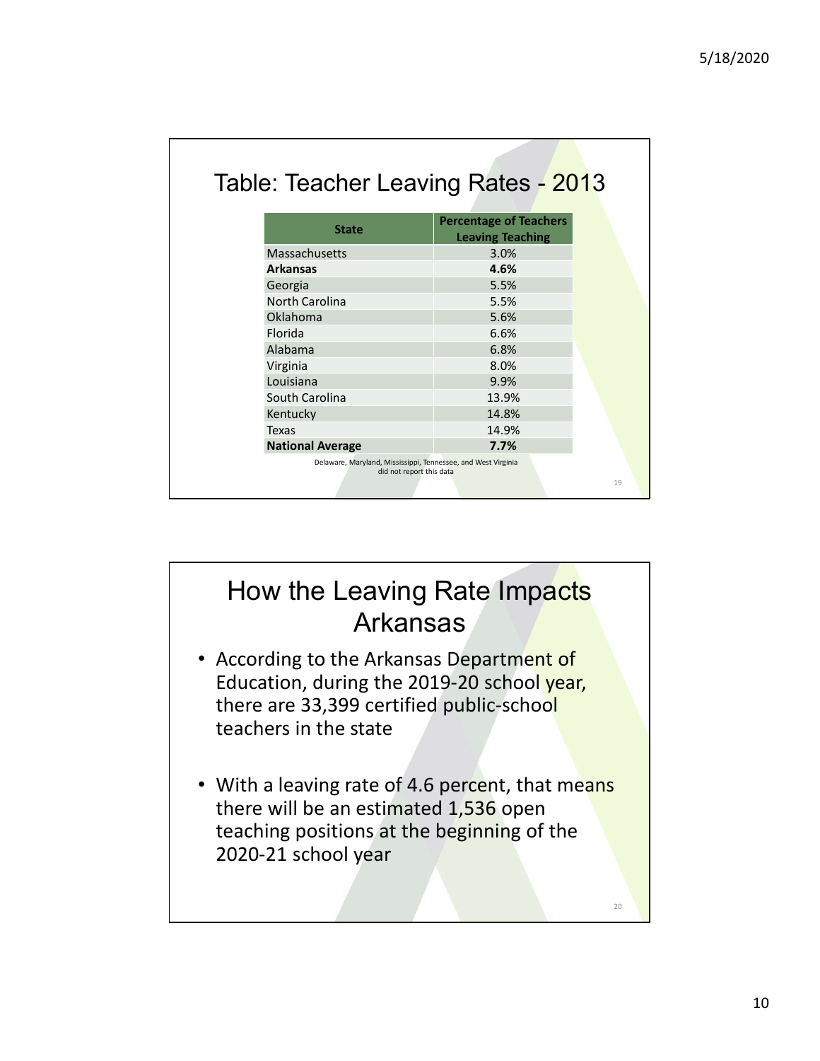## Table: Teacher Leaving Rates - 2013

| State | Percentage of Teachers Leaving Teaching |
|---|---|
| Massachusetts | 3.0% |
| **Arkansas** | **4.6%** |
| Georgia | 5.5% |
| North Carolina | 5.5% |
| Oklahoma | 5.6% |
| Florida | 6.6% |
| Alabama | 6.8% |
| Virginia | 8.0% |
| Louisiana | 9.9% |
| South Carolina | 13.9% |
| Kentucky | 14.8% |
| Texas | 14.9% |
| **National Average** | **7.7%** |

Delaware, Maryland, Mississippi, Tennessee, and West Virginia did not report this data

## How the Leaving Rate Impacts Arkansas

- According to the Arkansas Department of Education, during the 2019-20 school year, there are 33,399 certified public-school teachers in the state
- With a leaving rate of 4.6 percent, that means there will be an estimated 1,536 open teaching positions at the beginning of the 2020-21 school year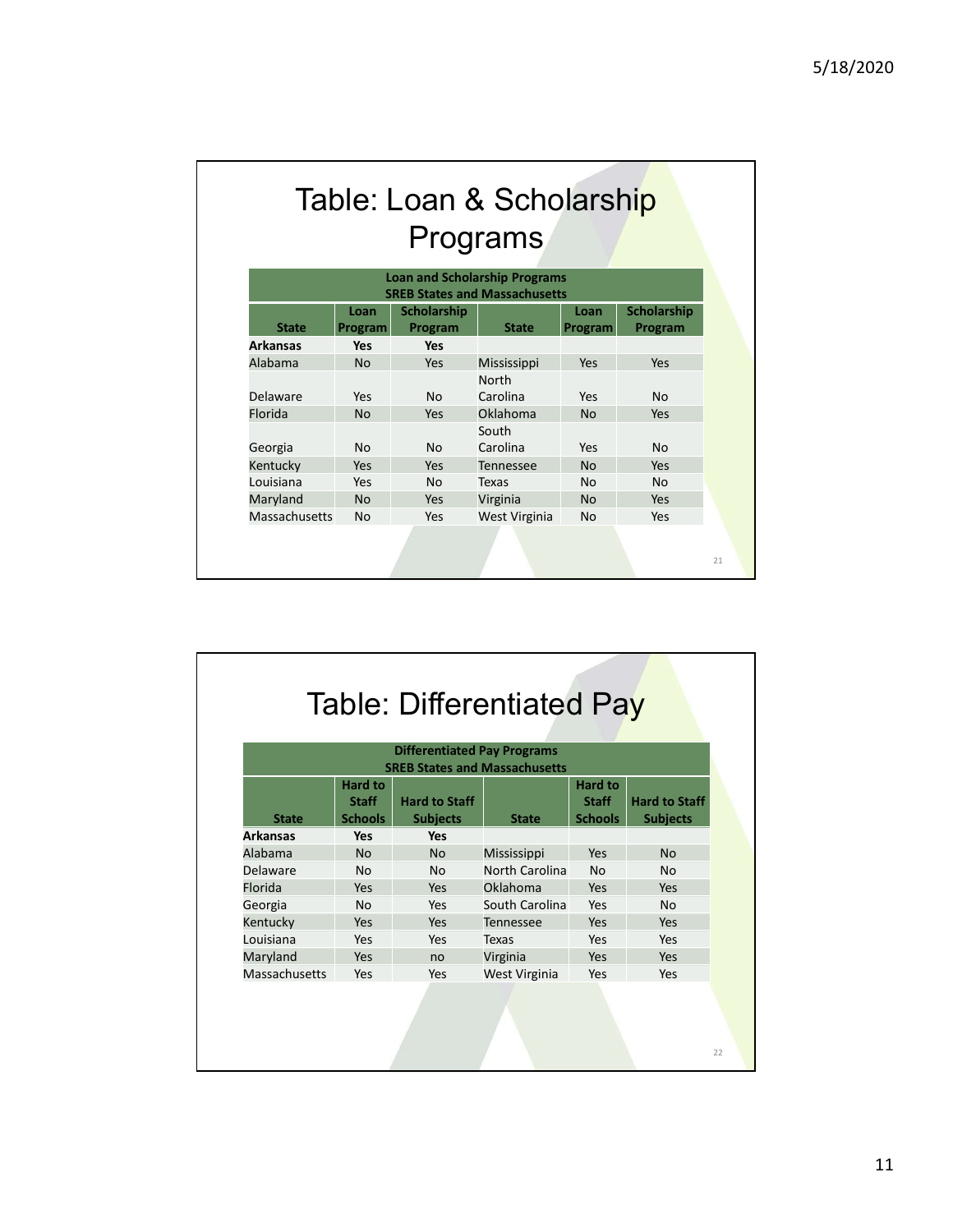# Table: Loan & Scholarship Programs

| Loan and Scholarship Programs SREB States and Massachusetts | | | | | |
|---|---|---|---|---|---|
| **State** | **Loan Program** | **Scholarship Program** | **State** | **Loan Program** | **Scholarship Program** |
| **Arkansas** | **Yes** | **Yes** | | | |
| Alabama | No | Yes | Mississippi | Yes | Yes |
| Delaware | Yes | No | North Carolina | Yes | No |
| Florida | No | Yes | Oklahoma | No | Yes |
| Georgia | No | No | South Carolina | Yes | No |
| Kentucky | Yes | Yes | Tennessee | No | Yes |
| Louisiana | Yes | No | Texas | No | No |
| Maryland | No | Yes | Virginia | No | Yes |
| Massachusetts | No | Yes | West Virginia | No | Yes |

# Table: Differentiated Pay

| Differentiated Pay Programs SREB States and Massachusetts | | | | | |
|---|---|---|---|---|---|
| **State** | **Hard to Staff Schools** | **Hard to Staff Subjects** | **State** | **Hard to Staff Schools** | **Hard to Staff Subjects** |
| **Arkansas** | **Yes** | **Yes** | | | |
| Alabama | No | No | Mississippi | Yes | No |
| Delaware | No | No | North Carolina | No | No |
| Florida | Yes | Yes | Oklahoma | Yes | Yes |
| Georgia | No | Yes | South Carolina | Yes | No |
| Kentucky | Yes | Yes | Tennessee | Yes | Yes |
| Louisiana | Yes | Yes | Texas | Yes | Yes |
| Maryland | Yes | no | Virginia | Yes | Yes |
| Massachusetts | Yes | Yes | West Virginia | Yes | Yes |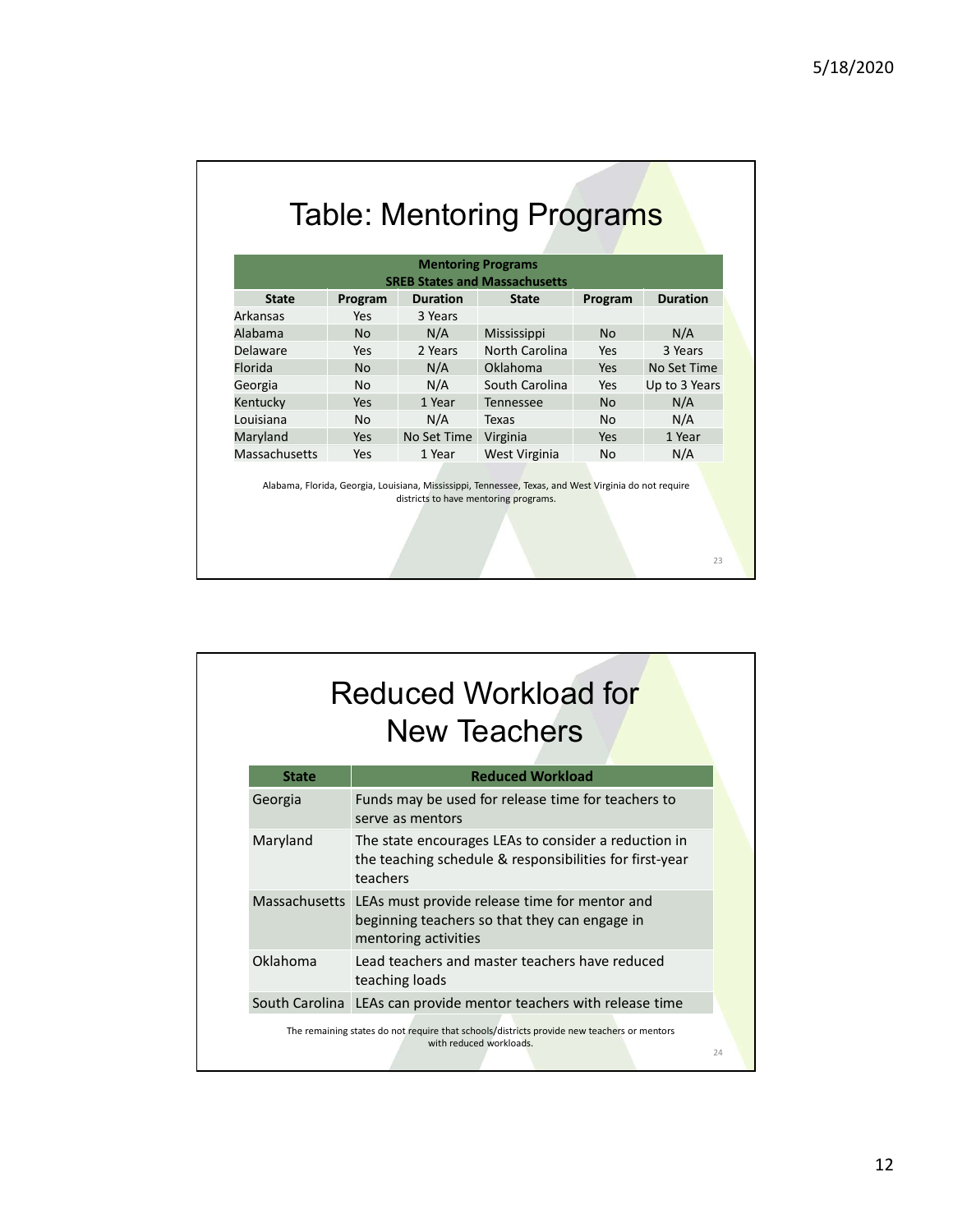# Table: Mentoring Programs

| Mentoring Programs SREB States and Massachusetts | | | | | |
|---|---|---|---|---|---|
| **State** | **Program** | **Duration** | **State** | **Program** | **Duration** |
| Arkansas | Yes | 3 Years | | | |
| Alabama | No | N/A | Mississippi | No | N/A |
| Delaware | Yes | 2 Years | North Carolina | Yes | 3 Years |
| Florida | No | N/A | Oklahoma | Yes | No Set Time |
| Georgia | No | N/A | South Carolina | Yes | Up to 3 Years |
| Kentucky | Yes | 1 Year | Tennessee | No | N/A |
| Louisiana | No | N/A | Texas | No | N/A |
| Maryland | Yes | No Set Time | Virginia | Yes | 1 Year |
| Massachusetts | Yes | 1 Year | West Virginia | No | N/A |

Alabama, Florida, Georgia, Louisiana, Mississippi, Tennessee, Texas, and West Virginia do not require districts to have mentoring programs.

# Reduced Workload for New Teachers

| State | Reduced Workload |
|---|---|
| Georgia | Funds may be used for release time for teachers to serve as mentors |
| Maryland | The state encourages LEAs to consider a reduction in the teaching schedule & responsibilities for first-year teachers |
| Massachusetts | LEAs must provide release time for mentor and beginning teachers so that they can engage in mentoring activities |
| Oklahoma | Lead teachers and master teachers have reduced teaching loads |
| South Carolina | LEAs can provide mentor teachers with release time |

The remaining states do not require that schools/districts provide new teachers or mentors with reduced workloads.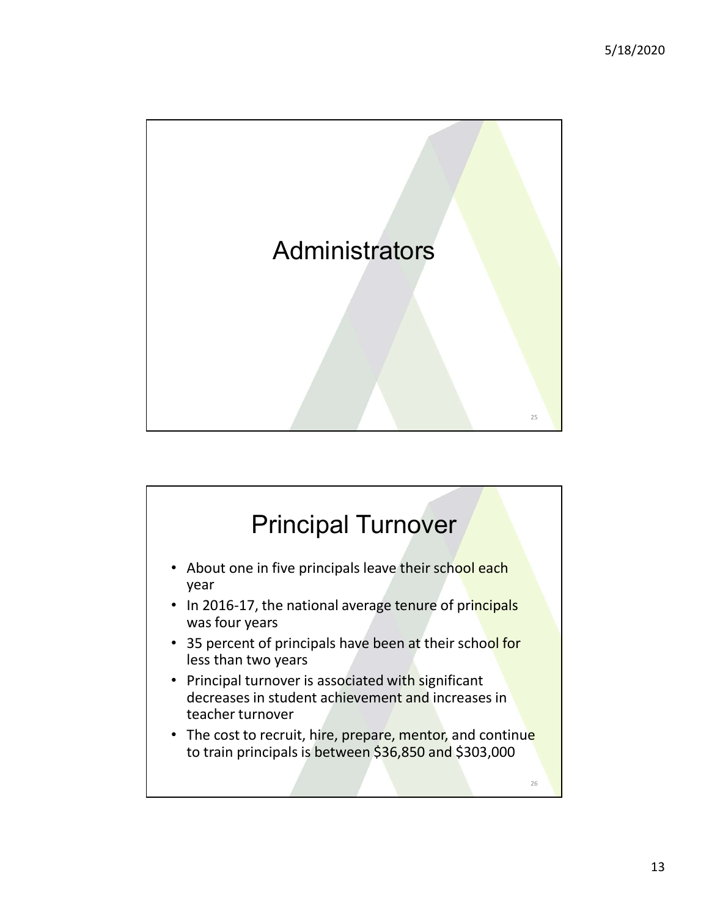# Administrators

# Principal Turnover

- About one in five principals leave their school each year
- In 2016-17, the national average tenure of principals was four years
- 35 percent of principals have been at their school for less than two years
- Principal turnover is associated with significant decreases in student achievement and increases in teacher turnover
- The cost to recruit, hire, prepare, mentor, and continue to train principals is between $36,850 and $303,000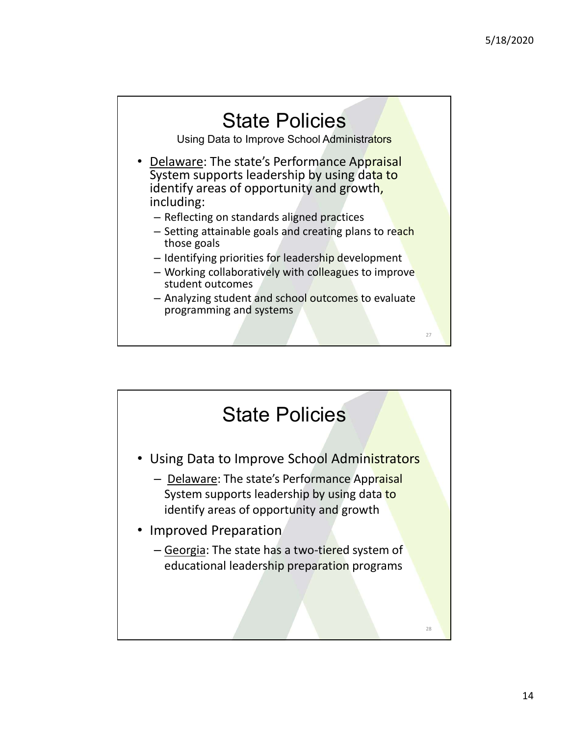## State Policies

Using Data to Improve School Administrators

- Delaware: The state's Performance Appraisal System supports leadership by using data to identify areas of opportunity and growth, including:
  - Reflecting on standards aligned practices
  - Setting attainable goals and creating plans to reach those goals
  - Identifying priorities for leadership development
  - Working collaboratively with colleagues to improve student outcomes
  - Analyzing student and school outcomes to evaluate programming and systems

## State Policies

- Using Data to Improve School Administrators
  - Delaware: The state's Performance Appraisal System supports leadership by using data to identify areas of opportunity and growth
- Improved Preparation
  - Georgia: The state has a two-tiered system of educational leadership preparation programs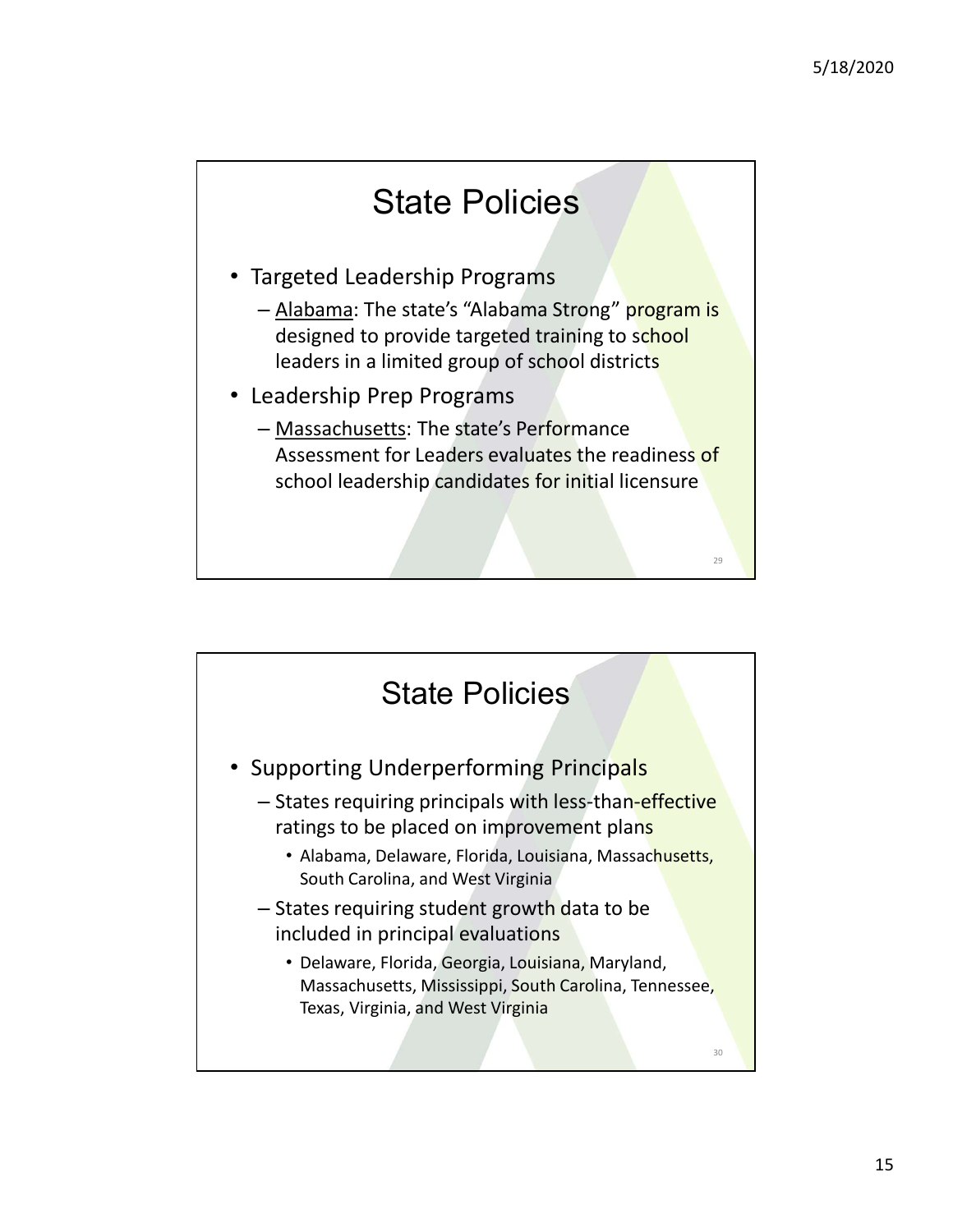## State Policies

- Targeted Leadership Programs
  - Alabama: The state's "Alabama Strong" program is designed to provide targeted training to school leaders in a limited group of school districts
- Leadership Prep Programs
  - Massachusetts: The state's Performance Assessment for Leaders evaluates the readiness of school leadership candidates for initial licensure

## State Policies

- Supporting Underperforming Principals
  - States requiring principals with less-than-effective ratings to be placed on improvement plans
    - Alabama, Delaware, Florida, Louisiana, Massachusetts, South Carolina, and West Virginia
  - States requiring student growth data to be included in principal evaluations
    - Delaware, Florida, Georgia, Louisiana, Maryland, Massachusetts, Mississippi, South Carolina, Tennessee, Texas, Virginia, and West Virginia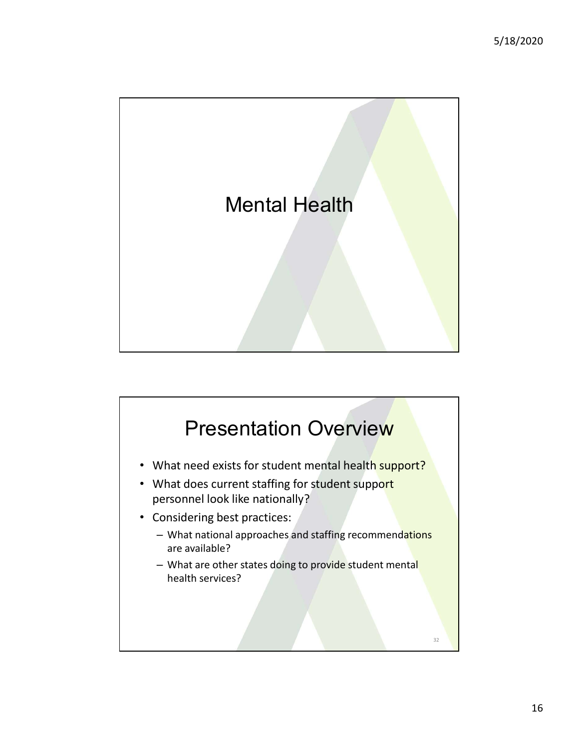# Mental Health

## Presentation Overview

- What need exists for student mental health support?
- What does current staffing for student support personnel look like nationally?
- Considering best practices:
  - What national approaches and staffing recommendations are available?
  - What are other states doing to provide student mental health services?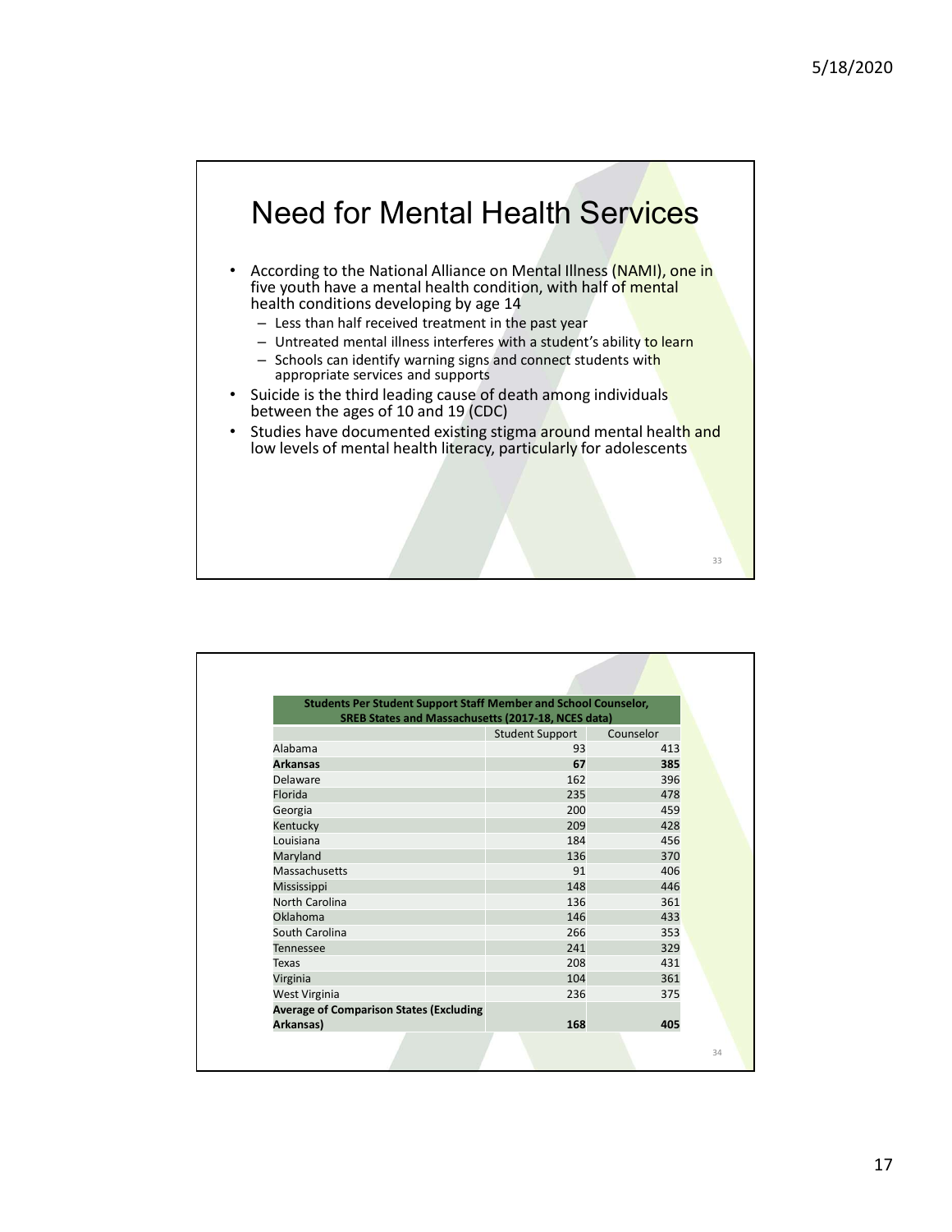# Need for Mental Health Services

- According to the National Alliance on Mental Illness (NAMI), one in five youth have a mental health condition, with half of mental health conditions developing by age 14
  - Less than half received treatment in the past year
  - Untreated mental illness interferes with a student's ability to learn
  - Schools can identify warning signs and connect students with appropriate services and supports
- Suicide is the third leading cause of death among individuals between the ages of 10 and 19 (CDC)
- Studies have documented existing stigma around mental health and low levels of mental health literacy, particularly for adolescents

**Students Per Student Support Staff Member and School Counselor, SREB States and Massachusetts (2017-18, NCES data)**

| | Student Support | Counselor |
|---|---|---|
| Alabama | 93 | 413 |
| **Arkansas** | **67** | **385** |
| Delaware | 162 | 396 |
| Florida | 235 | 478 |
| Georgia | 200 | 459 |
| Kentucky | 209 | 428 |
| Louisiana | 184 | 456 |
| Maryland | 136 | 370 |
| Massachusetts | 91 | 406 |
| Mississippi | 148 | 446 |
| North Carolina | 136 | 361 |
| Oklahoma | 146 | 433 |
| South Carolina | 266 | 353 |
| Tennessee | 241 | 329 |
| Texas | 208 | 431 |
| Virginia | 104 | 361 |
| West Virginia | 236 | 375 |
| **Average of Comparison States (Excluding Arkansas)** | **168** | **405** |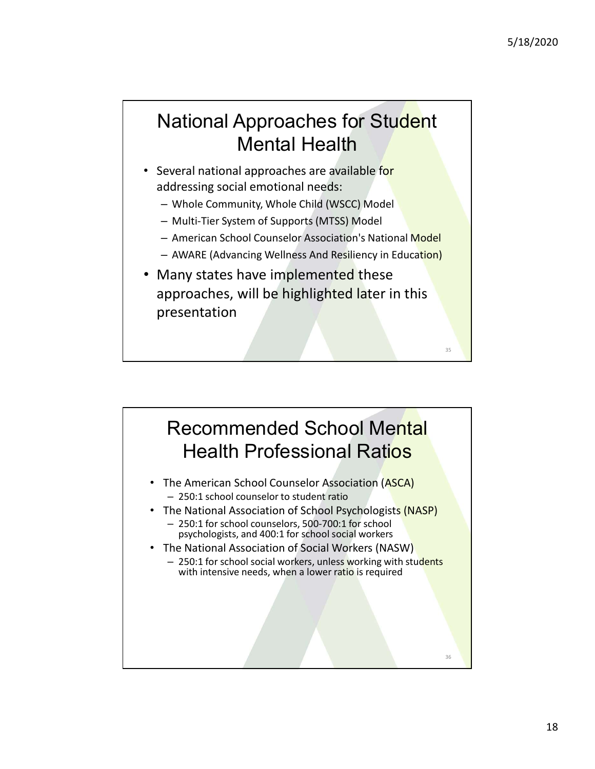## National Approaches for Student Mental Health

- Several national approaches are available for addressing social emotional needs:
  - Whole Community, Whole Child (WSCC) Model
  - Multi-Tier System of Supports (MTSS) Model
  - American School Counselor Association's National Model
  - AWARE (Advancing Wellness And Resiliency in Education)
- Many states have implemented these approaches, will be highlighted later in this presentation

## Recommended School Mental Health Professional Ratios

- The American School Counselor Association (ASCA)
  - 250:1 school counselor to student ratio
- The National Association of School Psychologists (NASP)
  - 250:1 for school counselors, 500-700:1 for school psychologists, and 400:1 for school social workers
- The National Association of Social Workers (NASW)
  - 250:1 for school social workers, unless working with students with intensive needs, when a lower ratio is required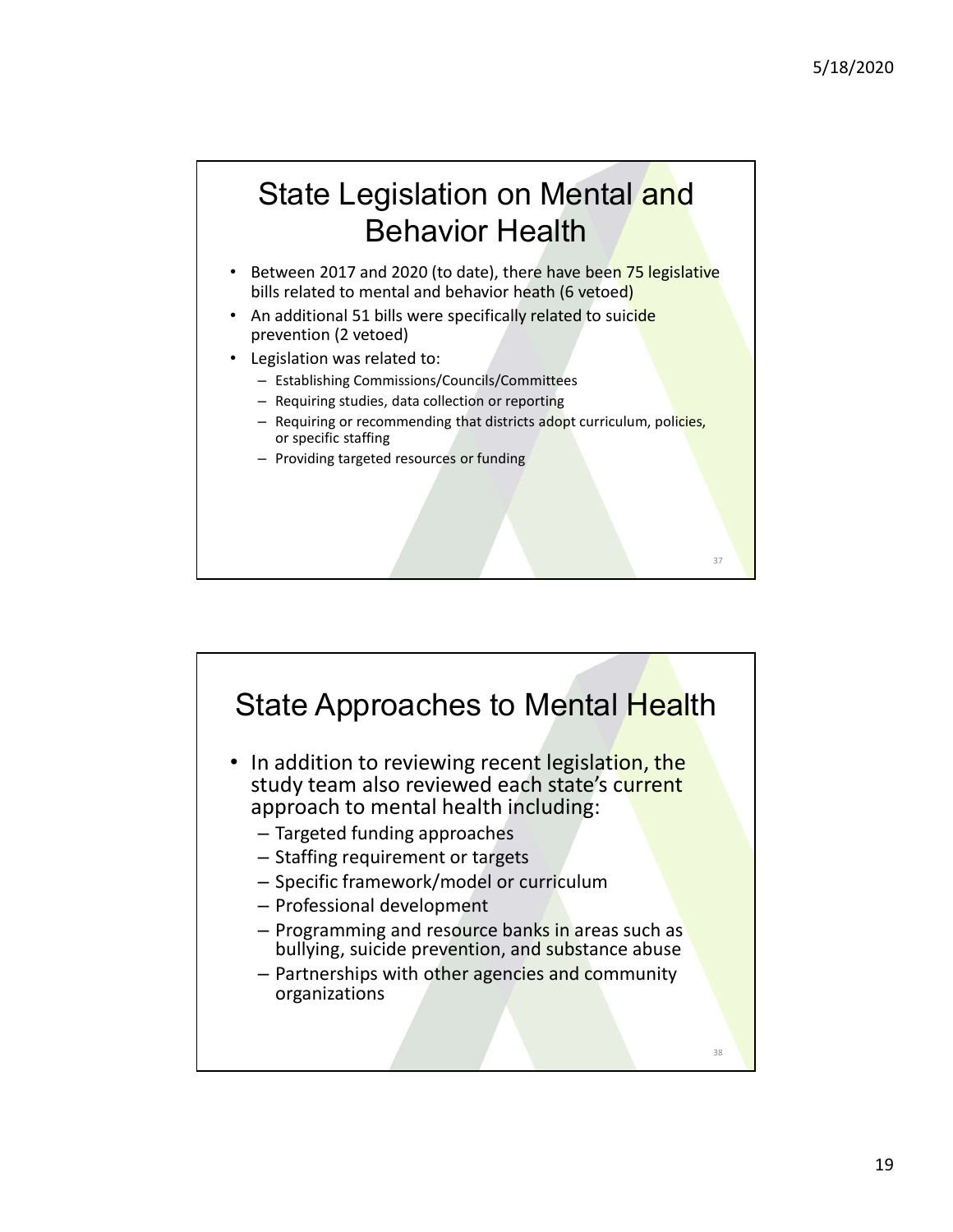## State Legislation on Mental and Behavior Health

- Between 2017 and 2020 (to date), there have been 75 legislative bills related to mental and behavior heath (6 vetoed)
- An additional 51 bills were specifically related to suicide prevention (2 vetoed)
- Legislation was related to:
  - Establishing Commissions/Councils/Committees
  - Requiring studies, data collection or reporting
  - Requiring or recommending that districts adopt curriculum, policies, or specific staffing
  - Providing targeted resources or funding

## State Approaches to Mental Health

- In addition to reviewing recent legislation, the study team also reviewed each state's current approach to mental health including:
  - Targeted funding approaches
  - Staffing requirement or targets
  - Specific framework/model or curriculum
  - Professional development
  - Programming and resource banks in areas such as bullying, suicide prevention, and substance abuse
  - Partnerships with other agencies and community organizations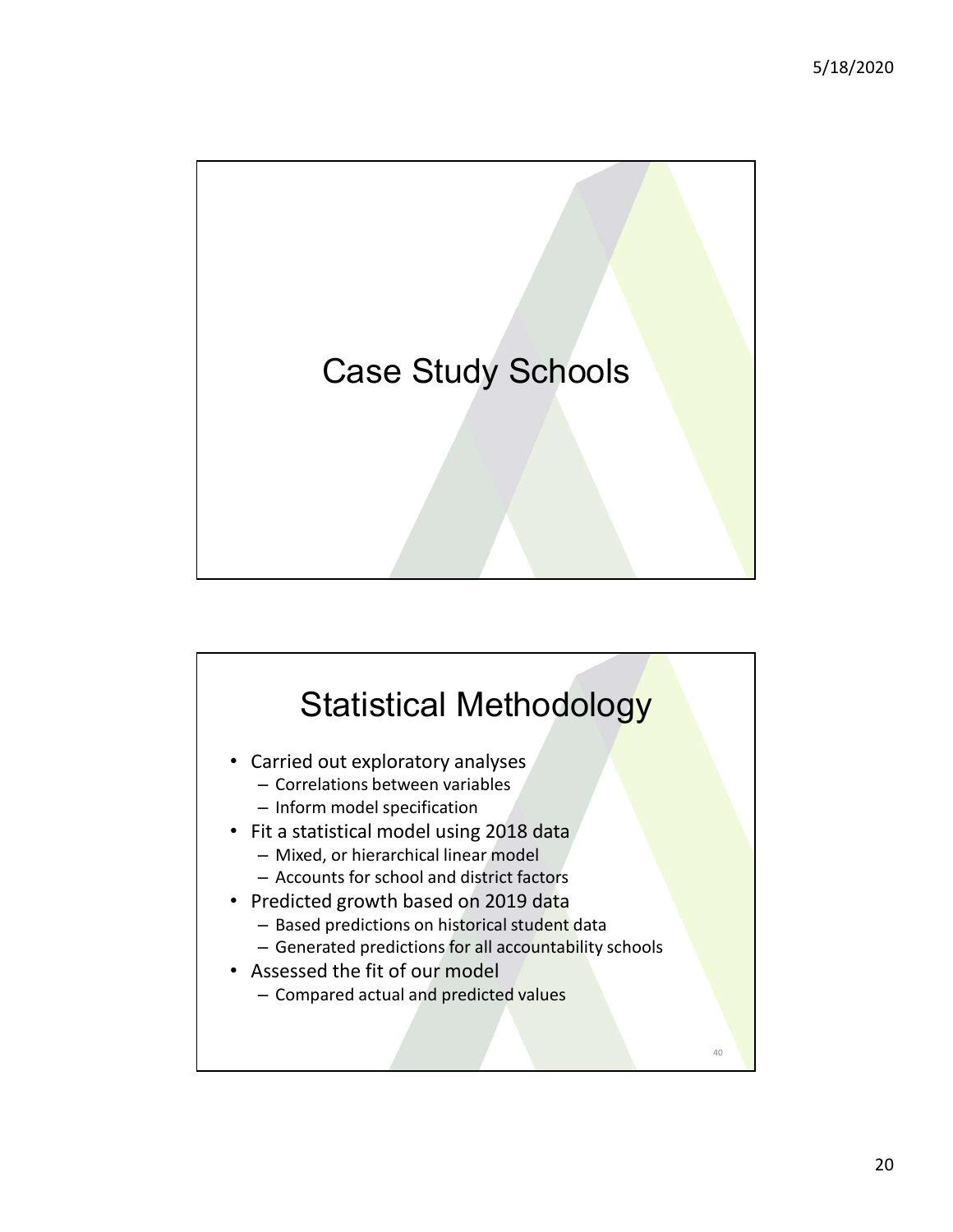# Case Study Schools

# Statistical Methodology

- Carried out exploratory analyses
  - Correlations between variables
  - Inform model specification
- Fit a statistical model using 2018 data
  - Mixed, or hierarchical linear model
  - Accounts for school and district factors
- Predicted growth based on 2019 data
  - Based predictions on historical student data
  - Generated predictions for all accountability schools
- Assessed the fit of our model
  - Compared actual and predicted values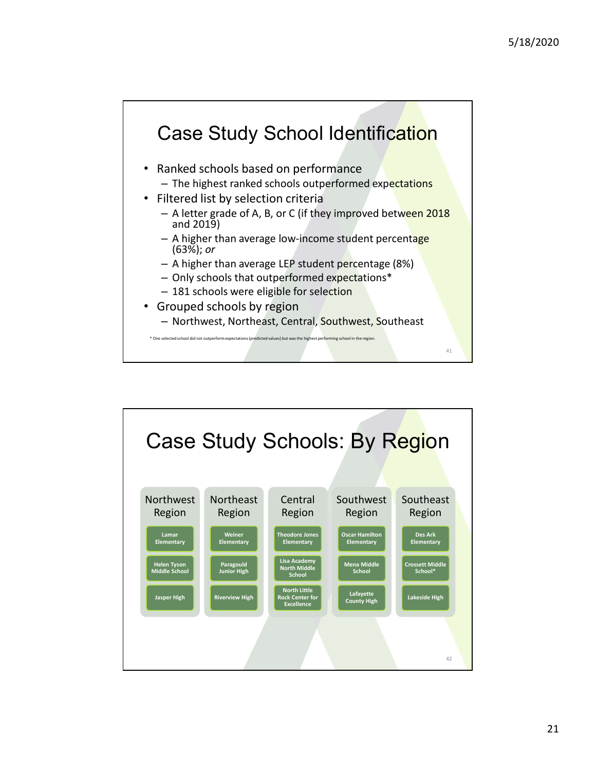## Case Study School Identification

- Ranked schools based on performance
  - The highest ranked schools outperformed expectations
- Filtered list by selection criteria
  - A letter grade of A, B, or C (if they improved between 2018 and 2019)
  - A higher than average low-income student percentage (63%); *or*
  - A higher than average LEP student percentage (8%)
  - Only schools that outperformed expectations*
  - 181 schools were eligible for selection
- Grouped schools by region
  - Northwest, Northeast, Central, Southwest, Southeast

\* One selected school did not outperform expectations (predicted values) but was the highest performing school in the region.

## Case Study Schools: By Region

| Northwest Region | Northeast Region | Central Region | Southwest Region | Southeast Region |
|---|---|---|---|---|
| Lamar Elementary | Weiner Elementary | Theodore Jones Elementary | Oscar Hamilton Elementary | Des Ark Elementary |
| Helen Tyson Middle School | Paragould Junior High | Lisa Academy North Middle School | Mena Middle School | Crossett Middle School* |
| Jasper High | Riverview High | North Little Rock Center for Excellence | Lafayette County High | Lakeside High |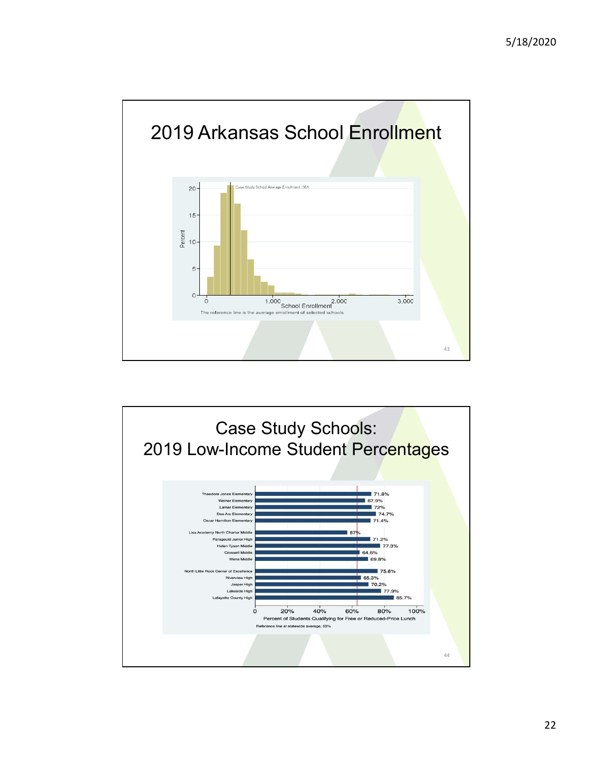# 2019 Arkansas School Enrollment

Case Study School Average Enrollment (361)

Percent

School Enrollment

The reference line is the average enrollment of selected schools

# Case Study Schools: 2019 Low-Income Student Percentages

| School | Percent |
|---|---|
| Theodore Jones Elementary | 71.8% |
| Weiner Elementary | 67.9% |
| Lamar Elementary | 72% |
| Des Arc Elementary | 74.7% |
| Oscar Hamilton Elementary | 71.4% |
| Lisa Academy North Charter Middle | 57% |
| Paragould Junior High | 71.2% |
| Helen Tyson Middle | 77.3% |
| Crossett Middle | 64.6% |
| Mena Middle | 69.8% |
| North Little Rock Center of Excellence | 75.8% |
| Riverview High | 65.3% |
| Jasper High | 70.2% |
| Lakeside High | 77.9% |
| Lafayette County High | 85.7% |

Percent of Students Qualifying for Free or Reduced-Price Lunch

Reference line at statewide average, 63%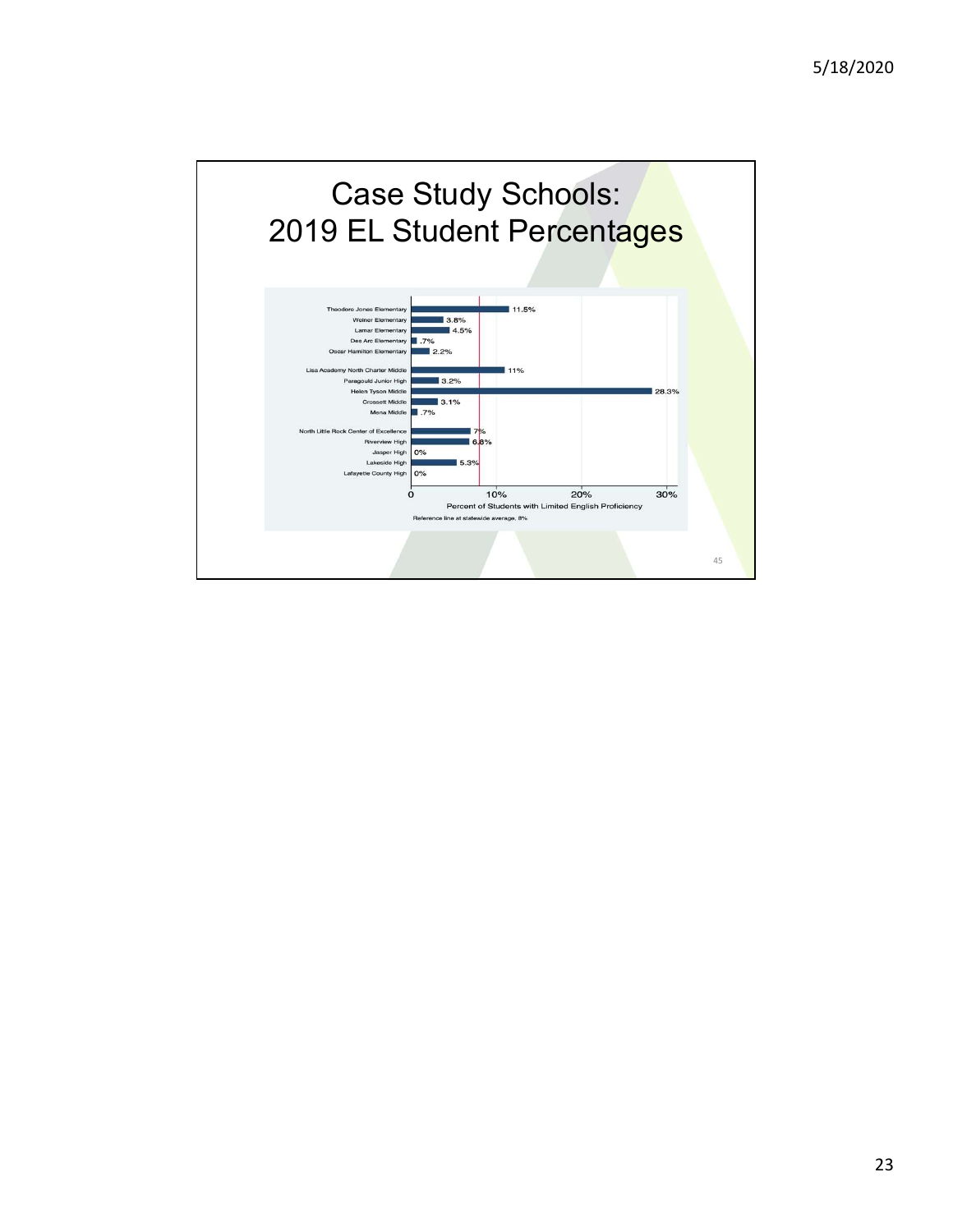# Case Study Schools: 2019 EL Student Percentages

Theodore Jones Elementary 11.5%
Weiner Elementary 3.8%
Lamar Elementary 4.5%
Des Arc Elementary .7%
Oscar Hamilton Elementary 2.2%

Lisa Academy North Charter Middle 11%
Paragould Junior High 3.2%
Helen Tyson Middle 28.3%
Crossett Middle 3.1%
Mena Middle .7%

North Little Rock Center of Excellence 7%
Riverview High 6.8%
Jasper High 0%
Lakeside High 5.3%
Lafayette County High 0%

0 10% 20% 30%

Percent of Students with Limited English Proficiency

Reference line at statewide average, 8%

45